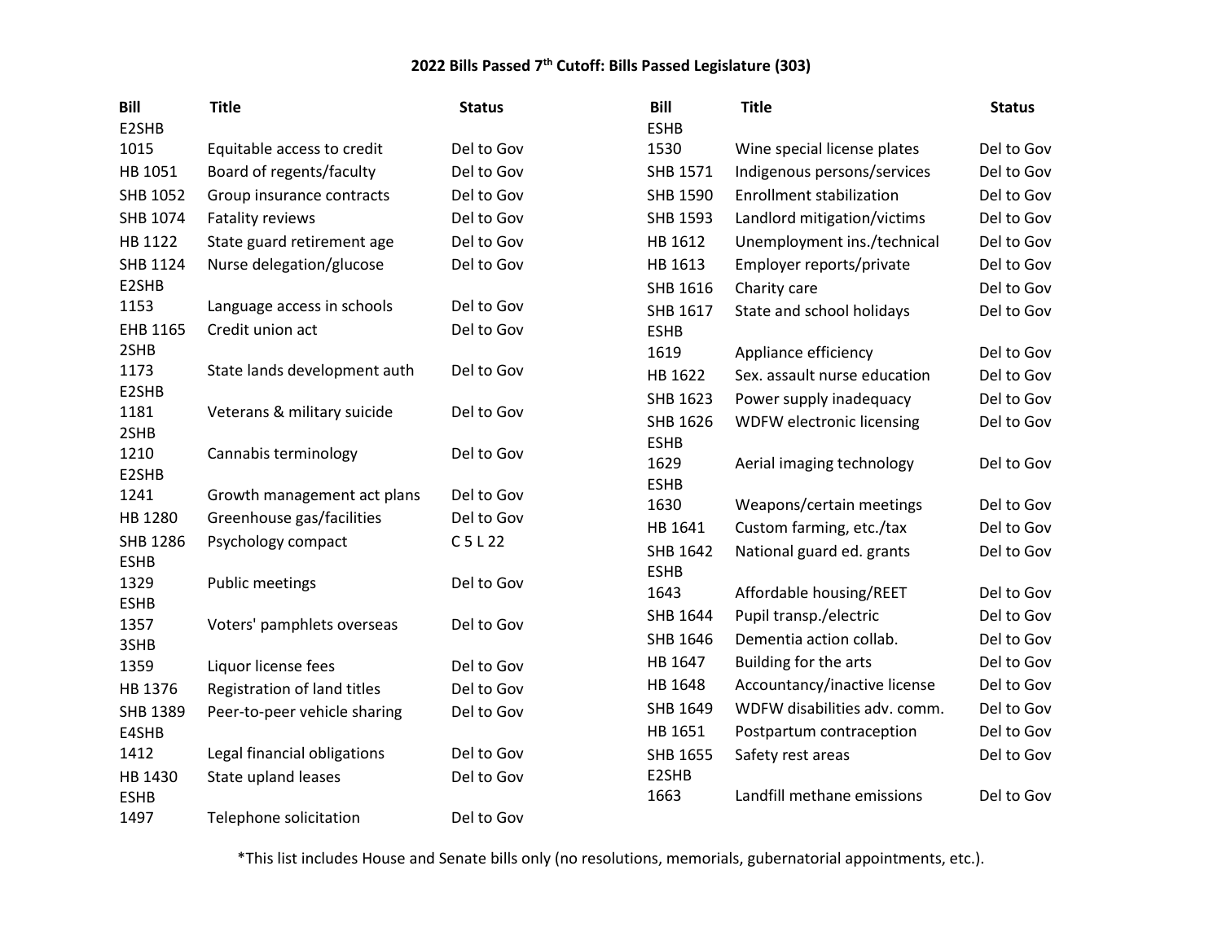**2022 Bills Passed 7th Cutoff: Bills Passed Legislature (303)**

| Bill | Title | Status |
|---|---|---|
| E2SHB 1015 | Equitable access to credit | Del to Gov |
| HB 1051 | Board of regents/faculty | Del to Gov |
| SHB 1052 | Group insurance contracts | Del to Gov |
| SHB 1074 | Fatality reviews | Del to Gov |
| HB 1122 | State guard retirement age | Del to Gov |
| SHB 1124 | Nurse delegation/glucose | Del to Gov |
| E2SHB 1153 | Language access in schools | Del to Gov |
| EHB 1165 | Credit union act | Del to Gov |
| 2SHB 1173 | State lands development auth | Del to Gov |
| E2SHB 1181 | Veterans & military suicide | Del to Gov |
| 2SHB 1210 | Cannabis terminology | Del to Gov |
| E2SHB 1241 | Growth management act plans | Del to Gov |
| HB 1280 | Greenhouse gas/facilities | Del to Gov |
| SHB 1286 | Psychology compact | C 5 L 22 |
| ESHB 1329 | Public meetings | Del to Gov |
| ESHB 1357 | Voters' pamphlets overseas | Del to Gov |
| 3SHB 1359 | Liquor license fees | Del to Gov |
| HB 1376 | Registration of land titles | Del to Gov |
| SHB 1389 | Peer-to-peer vehicle sharing | Del to Gov |
| E4SHB 1412 | Legal financial obligations | Del to Gov |
| HB 1430 | State upland leases | Del to Gov |
| ESHB 1497 | Telephone solicitation | Del to Gov |
| ESHB 1530 | Wine special license plates | Del to Gov |
| SHB 1571 | Indigenous persons/services | Del to Gov |
| SHB 1590 | Enrollment stabilization | Del to Gov |
| SHB 1593 | Landlord mitigation/victims | Del to Gov |
| HB 1612 | Unemployment ins./technical | Del to Gov |
| HB 1613 | Employer reports/private | Del to Gov |
| SHB 1616 | Charity care | Del to Gov |
| SHB 1617 | State and school holidays | Del to Gov |
| ESHB 1619 | Appliance efficiency | Del to Gov |
| HB 1622 | Sex. assault nurse education | Del to Gov |
| SHB 1623 | Power supply inadequacy | Del to Gov |
| SHB 1626 | WDFW electronic licensing | Del to Gov |
| ESHB 1629 | Aerial imaging technology | Del to Gov |
| ESHB 1630 | Weapons/certain meetings | Del to Gov |
| HB 1641 | Custom farming, etc./tax | Del to Gov |
| SHB 1642 | National guard ed. grants | Del to Gov |
| ESHB 1643 | Affordable housing/REET | Del to Gov |
| SHB 1644 | Pupil transp./electric | Del to Gov |
| SHB 1646 | Dementia action collab. | Del to Gov |
| HB 1647 | Building for the arts | Del to Gov |
| HB 1648 | Accountancy/inactive license | Del to Gov |
| SHB 1649 | WDFW disabilities adv. comm. | Del to Gov |
| HB 1651 | Postpartum contraception | Del to Gov |
| SHB 1655 | Safety rest areas | Del to Gov |
| E2SHB 1663 | Landfill methane emissions | Del to Gov |

*This list includes House and Senate bills only (no resolutions, memorials, gubernatorial appointments, etc.).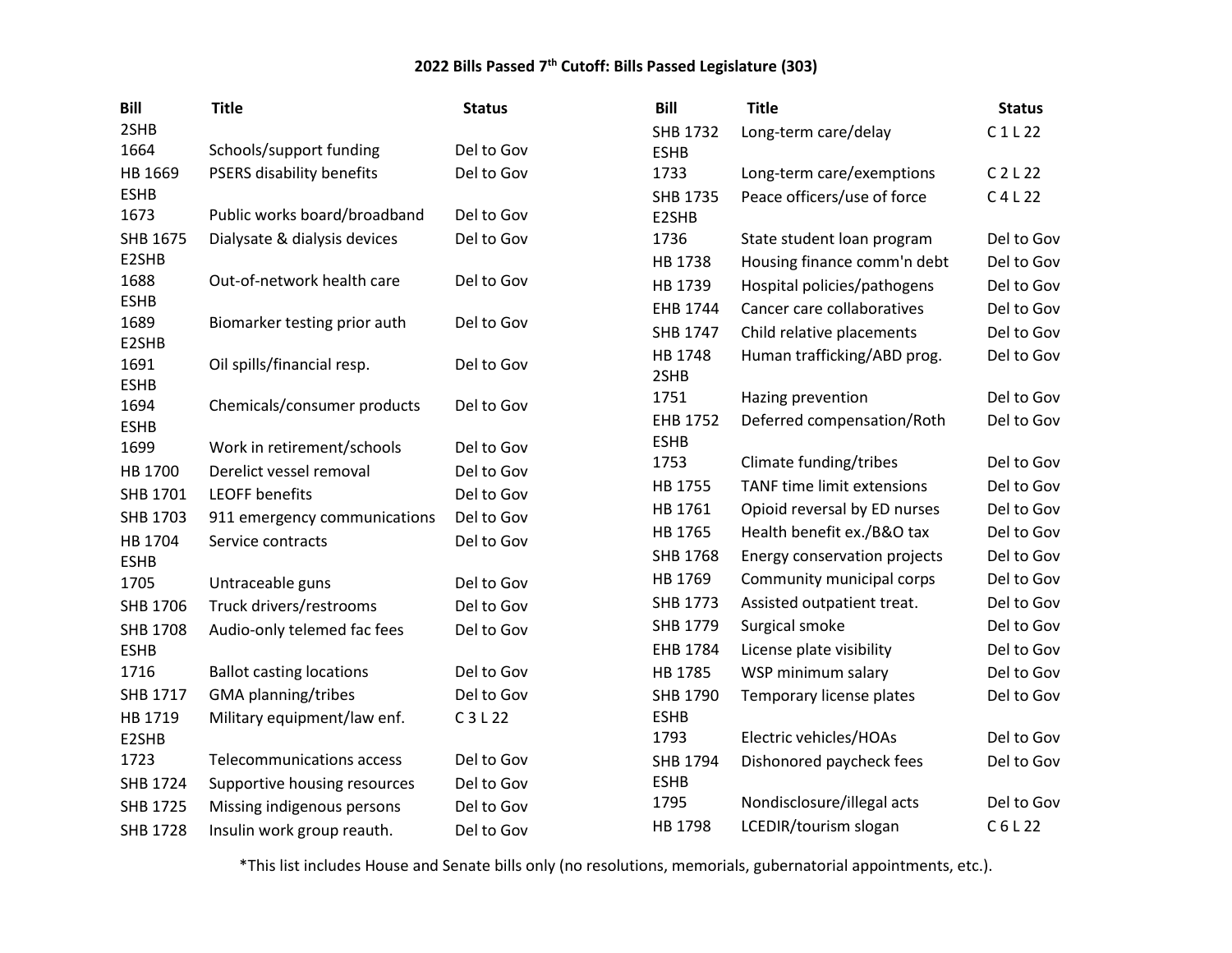**2022 Bills Passed 7th Cutoff: Bills Passed Legislature (303)**

| Bill | Title | Status |
|---|---|---|
| 2SHB 1664 | Schools/support funding | Del to Gov |
| HB 1669 | PSERS disability benefits | Del to Gov |
| ESHB 1673 | Public works board/broadband | Del to Gov |
| SHB 1675 | Dialysate & dialysis devices | Del to Gov |
| E2SHB 1688 | Out-of-network health care | Del to Gov |
| ESHB 1689 | Biomarker testing prior auth | Del to Gov |
| E2SHB 1691 | Oil spills/financial resp. | Del to Gov |
| ESHB 1694 | Chemicals/consumer products | Del to Gov |
| ESHB 1699 | Work in retirement/schools | Del to Gov |
| HB 1700 | Derelict vessel removal | Del to Gov |
| SHB 1701 | LEOFF benefits | Del to Gov |
| SHB 1703 | 911 emergency communications | Del to Gov |
| HB 1704 | Service contracts | Del to Gov |
| ESHB 1705 | Untraceable guns | Del to Gov |
| SHB 1706 | Truck drivers/restrooms | Del to Gov |
| SHB 1708 | Audio-only telemed fac fees | Del to Gov |
| ESHB 1716 | Ballot casting locations | Del to Gov |
| SHB 1717 | GMA planning/tribes | Del to Gov |
| HB 1719 | Military equipment/law enf. | C 3 L 22 |
| E2SHB 1723 | Telecommunications access | Del to Gov |
| SHB 1724 | Supportive housing resources | Del to Gov |
| SHB 1725 | Missing indigenous persons | Del to Gov |
| SHB 1728 | Insulin work group reauth. | Del to Gov |
| SHB 1732 | Long-term care/delay | C 1 L 22 |
| ESHB 1733 | Long-term care/exemptions | C 2 L 22 |
| SHB 1735 | Peace officers/use of force | C 4 L 22 |
| E2SHB 1736 | State student loan program | Del to Gov |
| HB 1738 | Housing finance comm'n debt | Del to Gov |
| HB 1739 | Hospital policies/pathogens | Del to Gov |
| EHB 1744 | Cancer care collaboratives | Del to Gov |
| SHB 1747 | Child relative placements | Del to Gov |
| HB 1748 | Human trafficking/ABD prog. | Del to Gov |
| 2SHB 1751 | Hazing prevention | Del to Gov |
| EHB 1752 | Deferred compensation/Roth | Del to Gov |
| ESHB 1753 | Climate funding/tribes | Del to Gov |
| HB 1755 | TANF time limit extensions | Del to Gov |
| HB 1761 | Opioid reversal by ED nurses | Del to Gov |
| HB 1765 | Health benefit ex./B&O tax | Del to Gov |
| SHB 1768 | Energy conservation projects | Del to Gov |
| HB 1769 | Community municipal corps | Del to Gov |
| SHB 1773 | Assisted outpatient treat. | Del to Gov |
| SHB 1779 | Surgical smoke | Del to Gov |
| EHB 1784 | License plate visibility | Del to Gov |
| HB 1785 | WSP minimum salary | Del to Gov |
| SHB 1790 | Temporary license plates | Del to Gov |
| ESHB 1793 | Electric vehicles/HOAs | Del to Gov |
| SHB 1794 | Dishonored paycheck fees | Del to Gov |
| ESHB 1795 | Nondisclosure/illegal acts | Del to Gov |
| HB 1798 | LCEDIR/tourism slogan | C 6 L 22 |

*This list includes House and Senate bills only (no resolutions, memorials, gubernatorial appointments, etc.).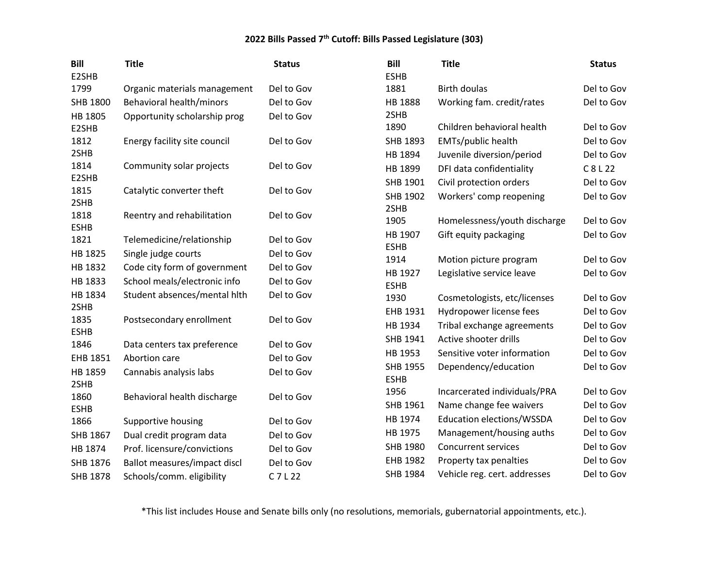**2022 Bills Passed 7th Cutoff: Bills Passed Legislature (303)**

| Bill | Title | Status |
|---|---|---|
| E2SHB 1799 | Organic materials management | Del to Gov |
| SHB 1800 | Behavioral health/minors | Del to Gov |
| HB 1805 | Opportunity scholarship prog | Del to Gov |
| E2SHB 1812 | Energy facility site council | Del to Gov |
| 2SHB 1814 | Community solar projects | Del to Gov |
| E2SHB 1815 | Catalytic converter theft | Del to Gov |
| 2SHB 1818 | Reentry and rehabilitation | Del to Gov |
| ESHB 1821 | Telemedicine/relationship | Del to Gov |
| HB 1825 | Single judge courts | Del to Gov |
| HB 1832 | Code city form of government | Del to Gov |
| HB 1833 | School meals/electronic info | Del to Gov |
| HB 1834 | Student absences/mental hlth | Del to Gov |
| 2SHB 1835 | Postsecondary enrollment | Del to Gov |
| ESHB 1846 | Data centers tax preference | Del to Gov |
| EHB 1851 | Abortion care | Del to Gov |
| HB 1859 | Cannabis analysis labs | Del to Gov |
| 2SHB 1860 | Behavioral health discharge | Del to Gov |
| ESHB 1866 | Supportive housing | Del to Gov |
| SHB 1867 | Dual credit program data | Del to Gov |
| HB 1874 | Prof. licensure/convictions | Del to Gov |
| SHB 1876 | Ballot measures/impact discl | Del to Gov |
| SHB 1878 | Schools/comm. eligibility | C 7 L 22 |
| ESHB 1881 | Birth doulas | Del to Gov |
| HB 1888 | Working fam. credit/rates | Del to Gov |
| 2SHB 1890 | Children behavioral health | Del to Gov |
| SHB 1893 | EMTs/public health | Del to Gov |
| HB 1894 | Juvenile diversion/period | Del to Gov |
| HB 1899 | DFI data confidentiality | C 8 L 22 |
| SHB 1901 | Civil protection orders | Del to Gov |
| SHB 1902 | Workers' comp reopening | Del to Gov |
| 2SHB 1905 | Homelessness/youth discharge | Del to Gov |
| HB 1907 | Gift equity packaging | Del to Gov |
| ESHB 1914 | Motion picture program | Del to Gov |
| HB 1927 | Legislative service leave | Del to Gov |
| ESHB 1930 | Cosmetologists, etc/licenses | Del to Gov |
| EHB 1931 | Hydropower license fees | Del to Gov |
| HB 1934 | Tribal exchange agreements | Del to Gov |
| SHB 1941 | Active shooter drills | Del to Gov |
| HB 1953 | Sensitive voter information | Del to Gov |
| SHB 1955 | Dependency/education | Del to Gov |
| ESHB 1956 | Incarcerated individuals/PRA | Del to Gov |
| SHB 1961 | Name change fee waivers | Del to Gov |
| HB 1974 | Education elections/WSSDA | Del to Gov |
| HB 1975 | Management/housing auths | Del to Gov |
| SHB 1980 | Concurrent services | Del to Gov |
| EHB 1982 | Property tax penalties | Del to Gov |
| SHB 1984 | Vehicle reg. cert. addresses | Del to Gov |

*This list includes House and Senate bills only (no resolutions, memorials, gubernatorial appointments, etc.).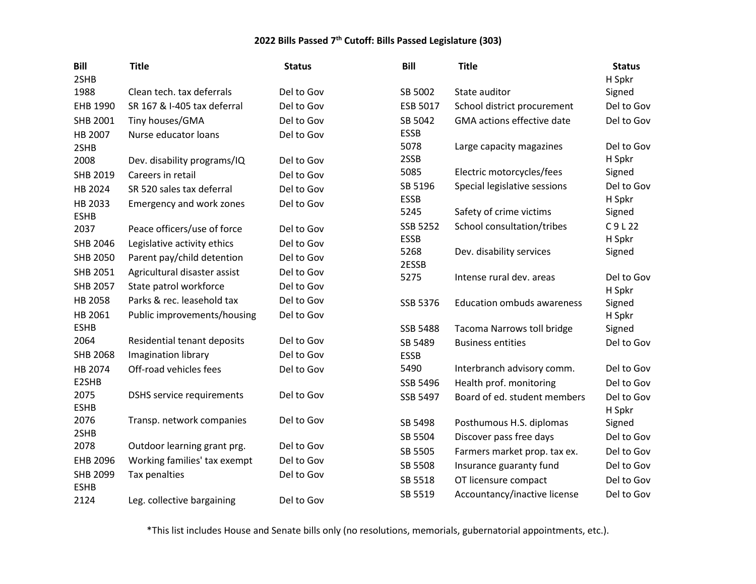**2022 Bills Passed 7th Cutoff: Bills Passed Legislature (303)**

| Bill | Title | Status |
|---|---|---|
| 2SHB 1988 | Clean tech. tax deferrals | Del to Gov |
| EHB 1990 | SR 167 & I-405 tax deferral | Del to Gov |
| SHB 2001 | Tiny houses/GMA | Del to Gov |
| HB 2007 | Nurse educator loans | Del to Gov |
| 2SHB 2008 | Dev. disability programs/IQ | Del to Gov |
| SHB 2019 | Careers in retail | Del to Gov |
| HB 2024 | SR 520 sales tax deferral | Del to Gov |
| HB 2033 | Emergency and work zones | Del to Gov |
| ESHB 2037 | Peace officers/use of force | Del to Gov |
| SHB 2046 | Legislative activity ethics | Del to Gov |
| SHB 2050 | Parent pay/child detention | Del to Gov |
| SHB 2051 | Agricultural disaster assist | Del to Gov |
| SHB 2057 | State patrol workforce | Del to Gov |
| HB 2058 | Parks & rec. leasehold tax | Del to Gov |
| HB 2061 | Public improvements/housing | Del to Gov |
| ESHB 2064 | Residential tenant deposits | Del to Gov |
| SHB 2068 | Imagination library | Del to Gov |
| HB 2074 | Off-road vehicles fees | Del to Gov |
| E2SHB 2075 | DSHS service requirements | Del to Gov |
| ESHB 2076 | Transp. network companies | Del to Gov |
| 2SHB 2078 | Outdoor learning grant prg. | Del to Gov |
| EHB 2096 | Working families' tax exempt | Del to Gov |
| SHB 2099 | Tax penalties | Del to Gov |
| ESHB 2124 | Leg. collective bargaining | Del to Gov |
| SB 5002 | State auditor | H Spkr Signed |
| ESB 5017 | School district procurement | Del to Gov |
| SB 5042 | GMA actions effective date | Del to Gov |
| ESSB 5078 | Large capacity magazines | Del to Gov |
| 2SSB 5085 | Electric motorcycles/fees | H Spkr Signed |
| SB 5196 | Special legislative sessions | Del to Gov |
| ESSB 5245 | Safety of crime victims | H Spkr Signed |
| SSB 5252 | School consultation/tribes | C 9 L 22 |
| ESSB 5268 | Dev. disability services | H Spkr Signed |
| 2ESSB 5275 | Intense rural dev. areas | Del to Gov |
| SSB 5376 | Education ombuds awareness | H Spkr Signed |
| SSB 5488 | Tacoma Narrows toll bridge | H Spkr Signed |
| SB 5489 | Business entities | Del to Gov |
| ESSB 5490 | Interbranch advisory comm. | Del to Gov |
| SSB 5496 | Health prof. monitoring | Del to Gov |
| SSB 5497 | Board of ed. student members | Del to Gov |
| SB 5498 | Posthumous H.S. diplomas | H Spkr Signed |
| SB 5504 | Discover pass free days | Del to Gov |
| SB 5505 | Farmers market prop. tax ex. | Del to Gov |
| SB 5508 | Insurance guaranty fund | Del to Gov |
| SB 5518 | OT licensure compact | Del to Gov |
| SB 5519 | Accountancy/inactive license | Del to Gov |

*This list includes House and Senate bills only (no resolutions, memorials, gubernatorial appointments, etc.).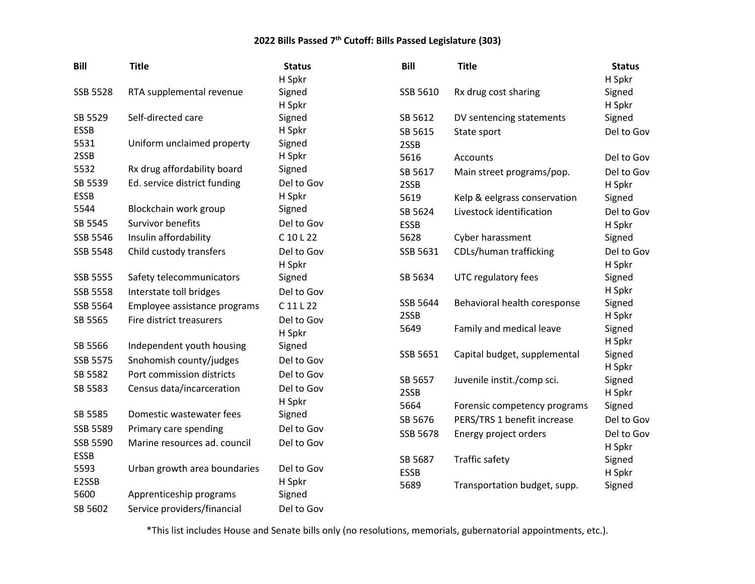**2022 Bills Passed 7th Cutoff: Bills Passed Legislature (303)**

| Bill | Title | Status |
|---|---|---|
| SSB 5528 | RTA supplemental revenue | H Spkr Signed |
| SB 5529 | Self-directed care | H Spkr Signed |
| ESSB 5531 | Uniform unclaimed property | H Spkr Signed |
| 2SSB 5532 | Rx drug affordability board | H Spkr Signed |
| SB 5539 | Ed. service district funding | Del to Gov |
| ESSB 5544 | Blockchain work group | H Spkr Signed |
| SB 5545 | Survivor benefits | Del to Gov |
| SSB 5546 | Insulin affordability | C 10 L 22 |
| SSB 5548 | Child custody transfers | Del to Gov |
| SSB 5555 | Safety telecommunicators | H Spkr Signed |
| SSB 5558 | Interstate toll bridges | Del to Gov |
| SSB 5564 | Employee assistance programs | C 11 L 22 |
| SB 5565 | Fire district treasurers | Del to Gov |
| SB 5566 | Independent youth housing | H Spkr Signed |
| SSB 5575 | Snohomish county/judges | Del to Gov |
| SB 5582 | Port commission districts | Del to Gov |
| SB 5583 | Census data/incarceration | Del to Gov |
| SB 5585 | Domestic wastewater fees | H Spkr Signed |
| SSB 5589 | Primary care spending | Del to Gov |
| SSB 5590 | Marine resources ad. council | Del to Gov |
| ESSB 5593 | Urban growth area boundaries | Del to Gov |
| E2SSB 5600 | Apprenticeship programs | H Spkr Signed |
| SB 5602 | Service providers/financial | Del to Gov |
| SSB 5610 | Rx drug cost sharing | H Spkr Signed |
| SB 5612 | DV sentencing statements | H Spkr Signed |
| SB 5615 | State sport | Del to Gov |
| 2SSB 5616 | Accounts | Del to Gov |
| SB 5617 | Main street programs/pop. | Del to Gov |
| 2SSB 5619 | Kelp & eelgrass conservation | H Spkr Signed |
| SB 5624 | Livestock identification | Del to Gov |
| ESSB 5628 | Cyber harassment | H Spkr Signed |
| SSB 5631 | CDLs/human trafficking | Del to Gov |
| SB 5634 | UTC regulatory fees | H Spkr Signed |
| SSB 5644 | Behavioral health coresponse | H Spkr Signed |
| 2SSB 5649 | Family and medical leave | H Spkr Signed |
| SSB 5651 | Capital budget, supplemental | H Spkr Signed |
| SB 5657 | Juvenile instit./comp sci. | H Spkr Signed |
| 2SSB 5664 | Forensic competency programs | H Spkr Signed |
| SB 5676 | PERS/TRS 1 benefit increase | Del to Gov |
| SSB 5678 | Energy project orders | Del to Gov |
| SB 5687 | Traffic safety | H Spkr Signed |
| ESSB 5689 | Transportation budget, supp. | H Spkr Signed |

*This list includes House and Senate bills only (no resolutions, memorials, gubernatorial appointments, etc.).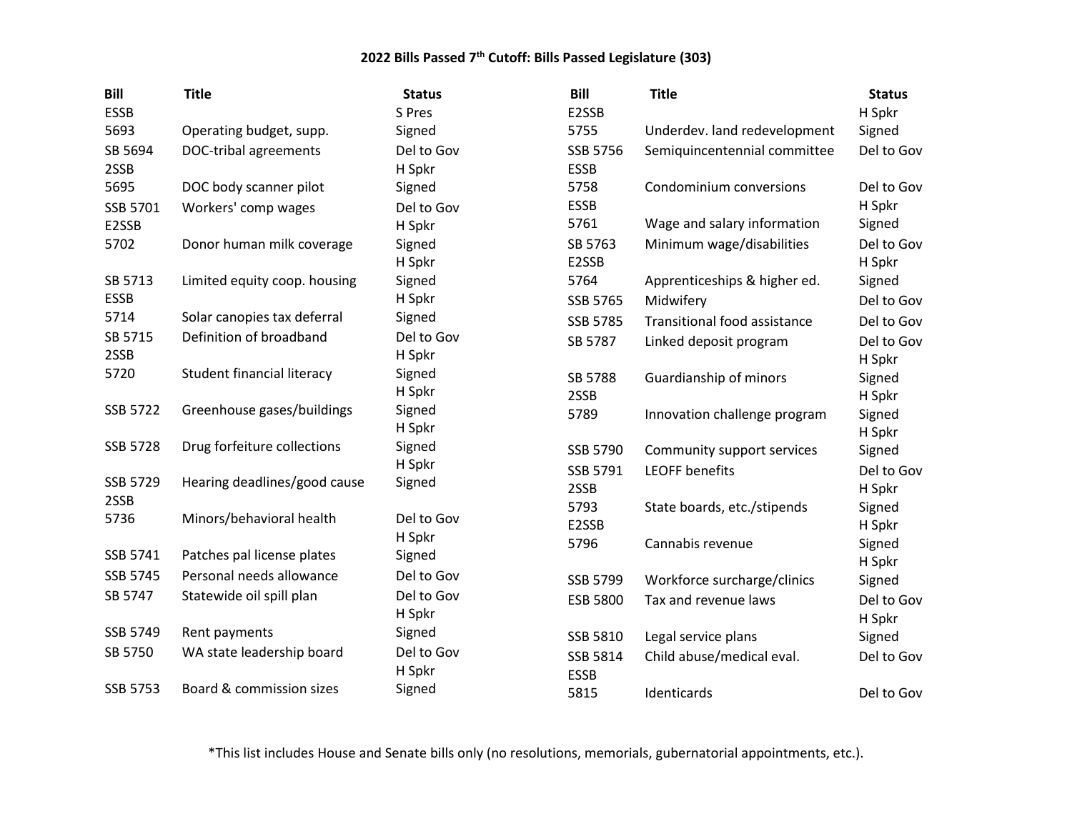**2022 Bills Passed 7th Cutoff: Bills Passed Legislature (303)**

| Bill | Title | Status |
|---|---|---|
| ESSB 5693 | Operating budget, supp. | S Pres Signed |
| SB 5694 | DOC-tribal agreements | Del to Gov |
| 2SSB 5695 | DOC body scanner pilot | H Spkr Signed |
| SSB 5701 | Workers' comp wages | Del to Gov |
| E2SSB 5702 | Donor human milk coverage | H Spkr Signed |
| SB 5713 | Limited equity coop. housing | H Spkr Signed |
| ESSB 5714 | Solar canopies tax deferral | H Spkr Signed |
| SB 5715 | Definition of broadband | Del to Gov |
| 2SSB 5720 | Student financial literacy | H Spkr Signed |
| SSB 5722 | Greenhouse gases/buildings | H Spkr Signed |
| SSB 5728 | Drug forfeiture collections | H Spkr Signed |
| SSB 5729 | Hearing deadlines/good cause | H Spkr Signed |
| 2SSB 5736 | Minors/behavioral health | Del to Gov |
| SSB 5741 | Patches pal license plates | H Spkr Signed |
| SSB 5745 | Personal needs allowance | Del to Gov |
| SB 5747 | Statewide oil spill plan | Del to Gov |
| SSB 5749 | Rent payments | H Spkr Signed |
| SB 5750 | WA state leadership board | Del to Gov |
| SSB 5753 | Board & commission sizes | H Spkr Signed |
| E2SSB 5755 | Underdev. land redevelopment | H Spkr Signed |
| SSB 5756 | Semiquincentennial committee | Del to Gov |
| ESSB 5758 | Condominium conversions | Del to Gov |
| ESSB 5761 | Wage and salary information | H Spkr Signed |
| SB 5763 | Minimum wage/disabilities | Del to Gov |
| E2SSB 5764 | Apprenticeships & higher ed. | H Spkr Signed |
| SSB 5765 | Midwifery | Del to Gov |
| SSB 5785 | Transitional food assistance | Del to Gov |
| SB 5787 | Linked deposit program | Del to Gov |
| SB 5788 | Guardianship of minors | H Spkr Signed |
| 2SSB 5789 | Innovation challenge program | H Spkr Signed |
| SSB 5790 | Community support services | H Spkr Signed |
| SSB 5791 | LEOFF benefits | Del to Gov |
| 2SSB 5793 | State boards, etc./stipends | H Spkr Signed |
| E2SSB 5796 | Cannabis revenue | H Spkr Signed |
| SSB 5799 | Workforce surcharge/clinics | H Spkr Signed |
| ESB 5800 | Tax and revenue laws | Del to Gov |
| SSB 5810 | Legal service plans | H Spkr Signed |
| SSB 5814 | Child abuse/medical eval. | Del to Gov |
| ESSB 5815 | Identicards | Del to Gov |

*This list includes House and Senate bills only (no resolutions, memorials, gubernatorial appointments, etc.).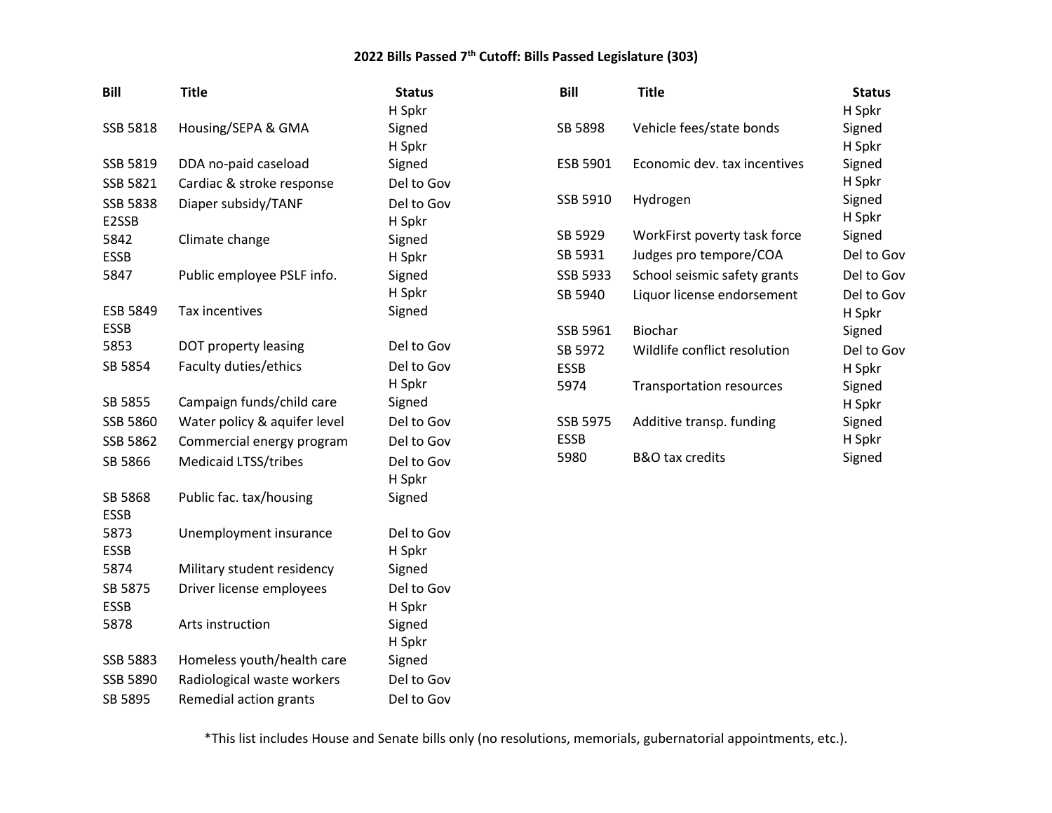**2022 Bills Passed 7th Cutoff: Bills Passed Legislature (303)**

| Bill | Title | Status |
|---|---|---|
| SSB 5818 | Housing/SEPA & GMA | H Spkr Signed |
| SSB 5819 | DDA no-paid caseload | H Spkr Signed |
| SSB 5821 | Cardiac & stroke response | Del to Gov |
| SSB 5838 | Diaper subsidy/TANF | Del to Gov |
| E2SSB 5842 | Climate change | H Spkr Signed |
| ESSB 5847 | Public employee PSLF info. | H Spkr Signed |
| ESB 5849 | Tax incentives | H Spkr Signed |
| ESSB 5853 | DOT property leasing | Del to Gov |
| SB 5854 | Faculty duties/ethics | Del to Gov |
| SB 5855 | Campaign funds/child care | H Spkr Signed |
| SSB 5860 | Water policy & aquifer level | Del to Gov |
| SSB 5862 | Commercial energy program | Del to Gov |
| SB 5866 | Medicaid LTSS/tribes | Del to Gov |
| SB 5868 | Public fac. tax/housing | H Spkr Signed |
| ESSB 5873 | Unemployment insurance | Del to Gov |
| ESSB 5874 | Military student residency | H Spkr Signed |
| SB 5875 | Driver license employees | Del to Gov |
| ESSB 5878 | Arts instruction | H Spkr Signed |
| SSB 5883 | Homeless youth/health care | H Spkr Signed |
| SSB 5890 | Radiological waste workers | Del to Gov |
| SB 5895 | Remedial action grants | Del to Gov |
| SB 5898 | Vehicle fees/state bonds | H Spkr Signed |
| ESB 5901 | Economic dev. tax incentives | H Spkr Signed |
| SSB 5910 | Hydrogen | H Spkr Signed |
| SB 5929 | WorkFirst poverty task force | H Spkr Signed |
| SB 5931 | Judges pro tempore/COA | Del to Gov |
| SSB 5933 | School seismic safety grants | Del to Gov |
| SB 5940 | Liquor license endorsement | Del to Gov |
| SSB 5961 | Biochar | H Spkr Signed |
| SB 5972 | Wildlife conflict resolution | Del to Gov |
| ESSB 5974 | Transportation resources | H Spkr Signed |
| SSB 5975 | Additive transp. funding | H Spkr Signed |
| ESSB 5980 | B&O tax credits | H Spkr Signed |

*This list includes House and Senate bills only (no resolutions, memorials, gubernatorial appointments, etc.).